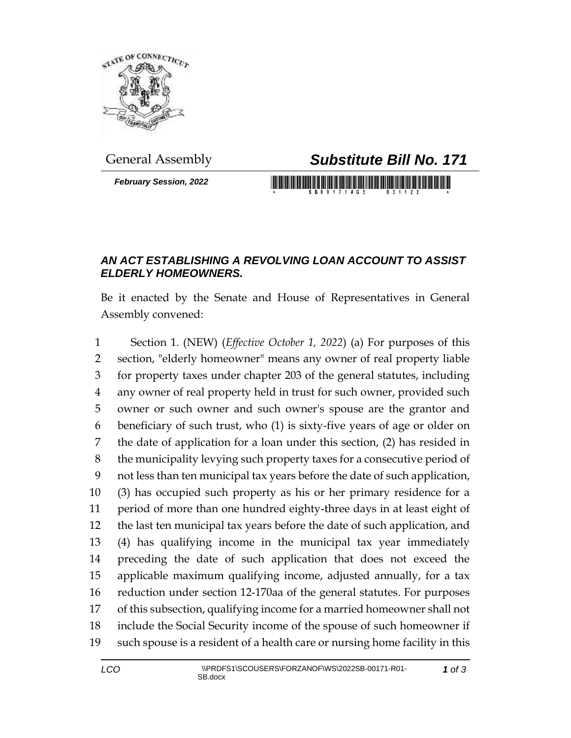General Assembly

# *Substitute Bill No. 171*

***February Session, 2022***

## *AN ACT ESTABLISHING A REVOLVING LOAN ACCOUNT TO ASSIST ELDERLY HOMEOWNERS.*

Be it enacted by the Senate and House of Representatives in General Assembly convened:

1 Section 1. (NEW) (*Effective October 1, 2022*) (a) For purposes of this
2 section, "elderly homeowner" means any owner of real property liable
3 for property taxes under chapter 203 of the general statutes, including
4 any owner of real property held in trust for such owner, provided such
5 owner or such owner and such owner's spouse are the grantor and
6 beneficiary of such trust, who (1) is sixty-five years of age or older on
7 the date of application for a loan under this section, (2) has resided in
8 the municipality levying such property taxes for a consecutive period of
9 not less than ten municipal tax years before the date of such application,
10 (3) has occupied such property as his or her primary residence for a
11 period of more than one hundred eighty-three days in at least eight of
12 the last ten municipal tax years before the date of such application, and
13 (4) has qualifying income in the municipal tax year immediately
14 preceding the date of such application that does not exceed the
15 applicable maximum qualifying income, adjusted annually, for a tax
16 reduction under section 12-170aa of the general statutes. For purposes
17 of this subsection, qualifying income for a married homeowner shall not
18 include the Social Security income of the spouse of such homeowner if
19 such spouse is a resident of a health care or nursing home facility in this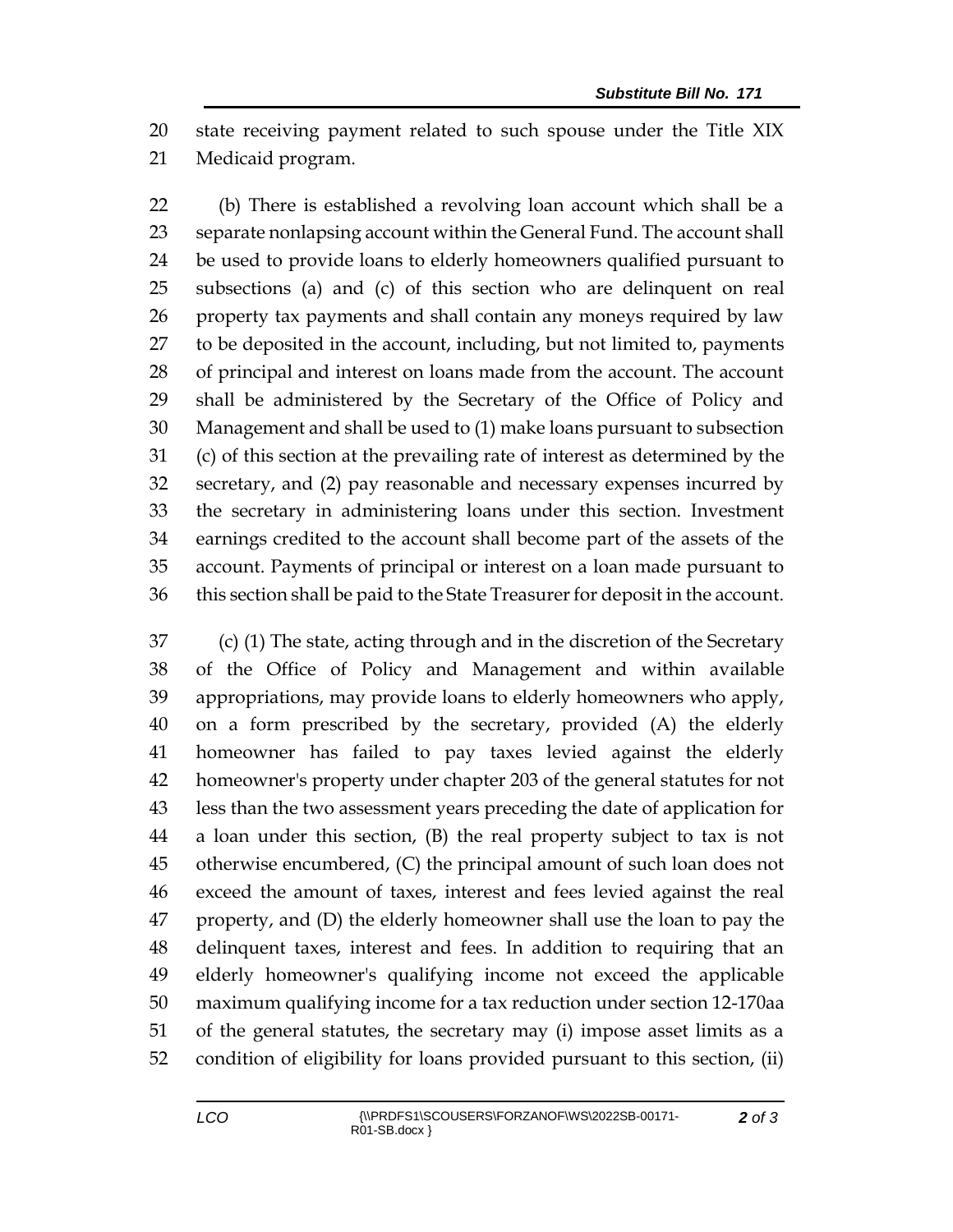state receiving payment related to such spouse under the Title XIX Medicaid program.

(b) There is established a revolving loan account which shall be a separate nonlapsing account within the General Fund. The account shall be used to provide loans to elderly homeowners qualified pursuant to subsections (a) and (c) of this section who are delinquent on real property tax payments and shall contain any moneys required by law to be deposited in the account, including, but not limited to, payments of principal and interest on loans made from the account. The account shall be administered by the Secretary of the Office of Policy and Management and shall be used to (1) make loans pursuant to subsection (c) of this section at the prevailing rate of interest as determined by the secretary, and (2) pay reasonable and necessary expenses incurred by the secretary in administering loans under this section. Investment earnings credited to the account shall become part of the assets of the account. Payments of principal or interest on a loan made pursuant to this section shall be paid to the State Treasurer for deposit in the account.

(c) (1) The state, acting through and in the discretion of the Secretary of the Office of Policy and Management and within available appropriations, may provide loans to elderly homeowners who apply, on a form prescribed by the secretary, provided (A) the elderly homeowner has failed to pay taxes levied against the elderly homeowner's property under chapter 203 of the general statutes for not less than the two assessment years preceding the date of application for a loan under this section, (B) the real property subject to tax is not otherwise encumbered, (C) the principal amount of such loan does not exceed the amount of taxes, interest and fees levied against the real property, and (D) the elderly homeowner shall use the loan to pay the delinquent taxes, interest and fees. In addition to requiring that an elderly homeowner's qualifying income not exceed the applicable maximum qualifying income for a tax reduction under section 12-170aa of the general statutes, the secretary may (i) impose asset limits as a condition of eligibility for loans provided pursuant to this section, (ii)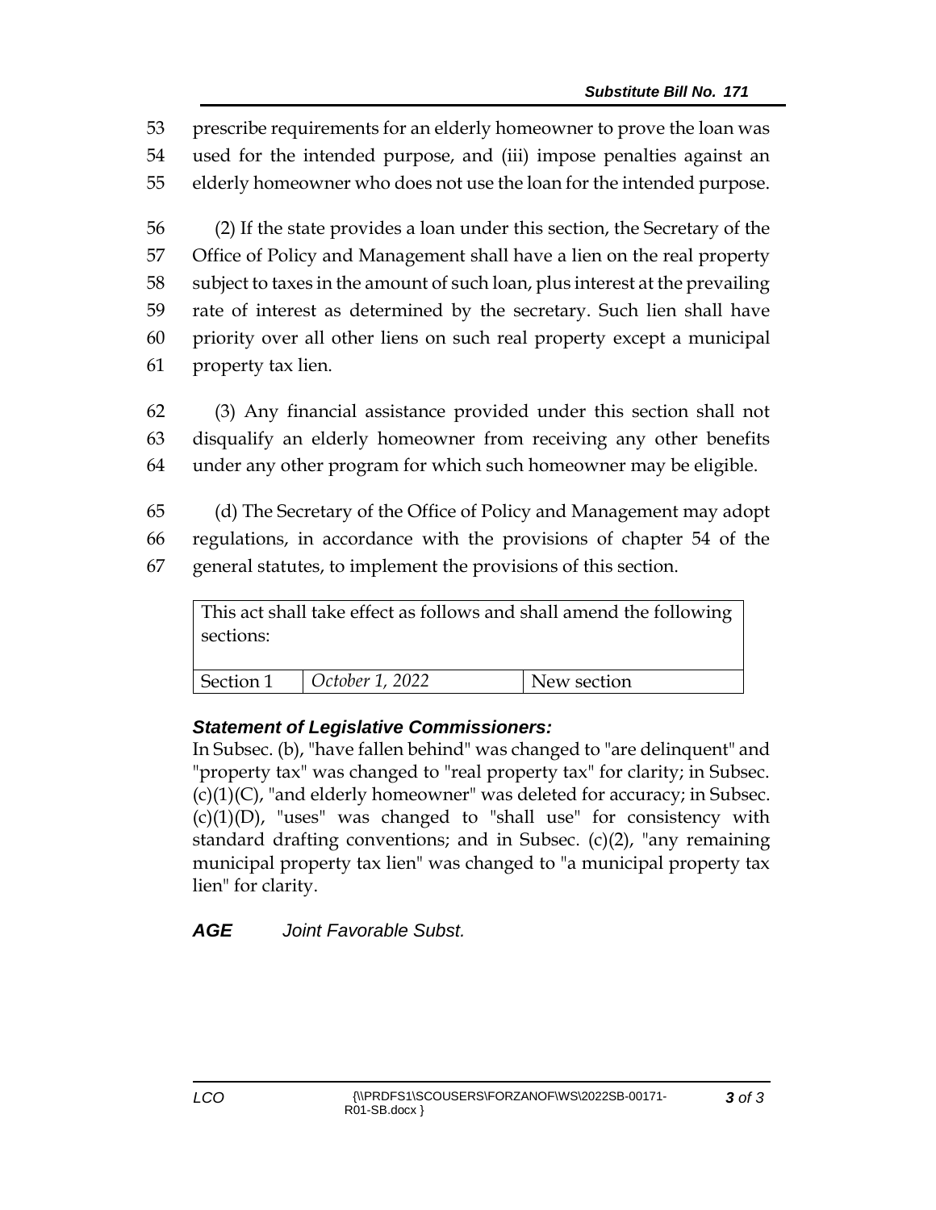53 prescribe requirements for an elderly homeowner to prove the loan was
54 used for the intended purpose, and (iii) impose penalties against an
55 elderly homeowner who does not use the loan for the intended purpose.

56 (2) If the state provides a loan under this section, the Secretary of the
57 Office of Policy and Management shall have a lien on the real property
58 subject to taxes in the amount of such loan, plus interest at the prevailing
59 rate of interest as determined by the secretary. Such lien shall have
60 priority over all other liens on such real property except a municipal
61 property tax lien.

62 (3) Any financial assistance provided under this section shall not
63 disqualify an elderly homeowner from receiving any other benefits
64 under any other program for which such homeowner may be eligible.

65 (d) The Secretary of the Office of Policy and Management may adopt
66 regulations, in accordance with the provisions of chapter 54 of the
67 general statutes, to implement the provisions of this section.

| This act shall take effect as follows and shall amend the following sections: | | |
|---|---|---|
| Section 1 | *October 1, 2022* | New section |

### *Statement of Legislative Commissioners:*

In Subsec. (b), "have fallen behind" was changed to "are delinquent" and "property tax" was changed to "real property tax" for clarity; in Subsec. (c)(1)(C), "and elderly homeowner" was deleted for accuracy; in Subsec. (c)(1)(D), "uses" was changed to "shall use" for consistency with standard drafting conventions; and in Subsec. (c)(2), "any remaining municipal property tax lien" was changed to "a municipal property tax lien" for clarity.

***AGE*** *Joint Favorable Subst.*